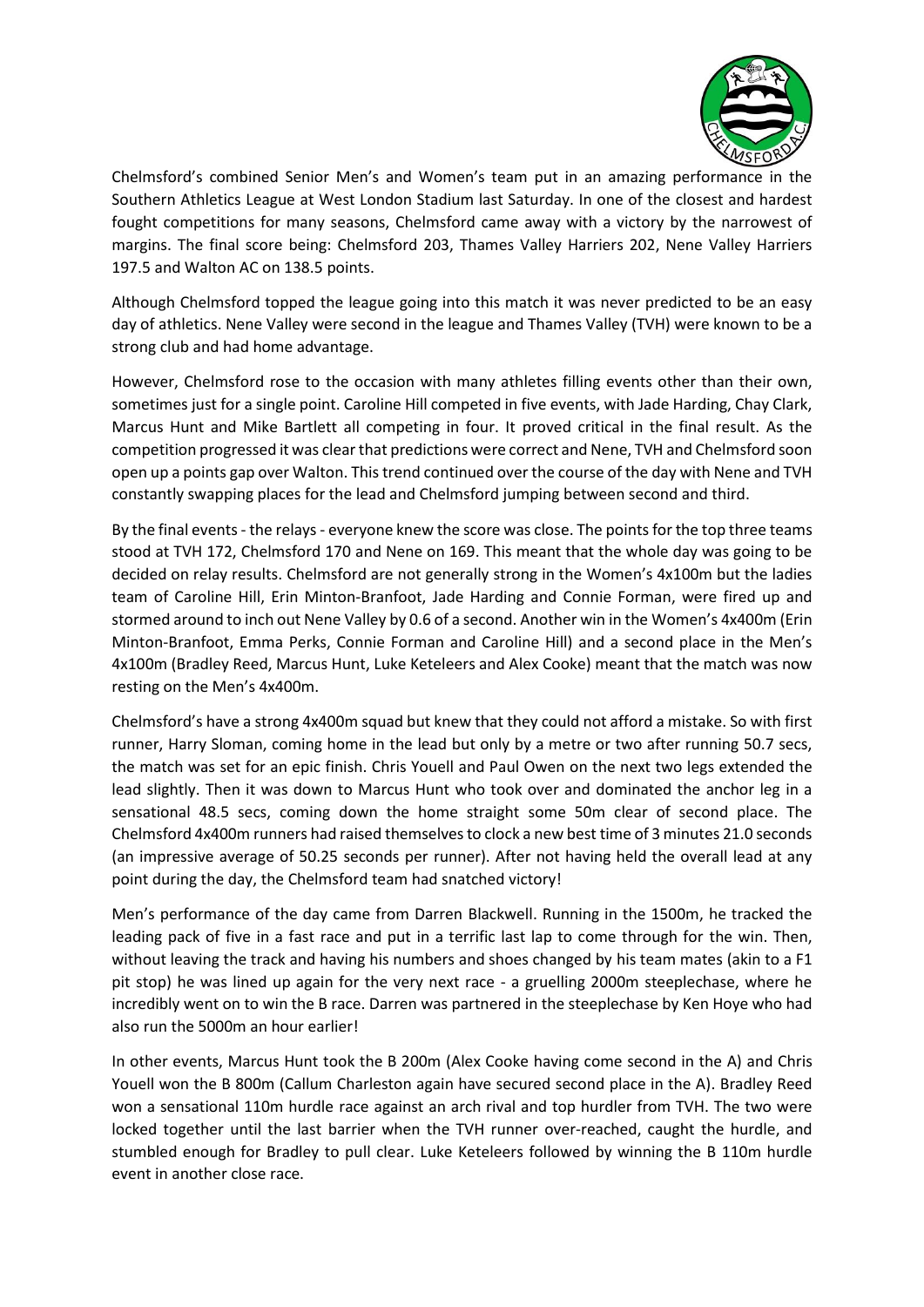Chelmsford's combined Senior Men's and Women's team put in an amazing performance in the Southern Athletics League at West London Stadium last Saturday. In one of the closest and hardest fought competitions for many seasons, Chelmsford came away with a victory by the narrowest of margins. The final score being: Chelmsford 203, Thames Valley Harriers 202, Nene Valley Harriers 197.5 and Walton AC on 138.5 points.

Although Chelmsford topped the league going into this match it was never predicted to be an easy day of athletics. Nene Valley were second in the league and Thames Valley (TVH) were known to be a strong club and had home advantage.

However, Chelmsford rose to the occasion with many athletes filling events other than their own, sometimes just for a single point. Caroline Hill competed in five events, with Jade Harding, Chay Clark, Marcus Hunt and Mike Bartlett all competing in four. It proved critical in the final result. As the competition progressed it was clear that predictions were correct and Nene, TVH and Chelmsford soon open up a points gap over Walton. This trend continued over the course of the day with Nene and TVH constantly swapping places for the lead and Chelmsford jumping between second and third.

By the final events - the relays - everyone knew the score was close. The points for the top three teams stood at TVH 172, Chelmsford 170 and Nene on 169. This meant that the whole day was going to be decided on relay results. Chelmsford are not generally strong in the Women's 4x100m but the ladies team of Caroline Hill, Erin Minton-Branfoot, Jade Harding and Connie Forman, were fired up and stormed around to inch out Nene Valley by 0.6 of a second. Another win in the Women's 4x400m (Erin Minton-Branfoot, Emma Perks, Connie Forman and Caroline Hill) and a second place in the Men's 4x100m (Bradley Reed, Marcus Hunt, Luke Keteleers and Alex Cooke) meant that the match was now resting on the Men's 4x400m.

Chelmsford's have a strong 4x400m squad but knew that they could not afford a mistake. So with first runner, Harry Sloman, coming home in the lead but only by a metre or two after running 50.7 secs, the match was set for an epic finish. Chris Youell and Paul Owen on the next two legs extended the lead slightly. Then it was down to Marcus Hunt who took over and dominated the anchor leg in a sensational 48.5 secs, coming down the home straight some 50m clear of second place. The Chelmsford 4x400m runners had raised themselves to clock a new best time of 3 minutes 21.0 seconds (an impressive average of 50.25 seconds per runner). After not having held the overall lead at any point during the day, the Chelmsford team had snatched victory!

Men's performance of the day came from Darren Blackwell. Running in the 1500m, he tracked the leading pack of five in a fast race and put in a terrific last lap to come through for the win. Then, without leaving the track and having his numbers and shoes changed by his team mates (akin to a F1 pit stop) he was lined up again for the very next race - a gruelling 2000m steeplechase, where he incredibly went on to win the B race. Darren was partnered in the steeplechase by Ken Hoye who had also run the 5000m an hour earlier!

In other events, Marcus Hunt took the B 200m (Alex Cooke having come second in the A) and Chris Youell won the B 800m (Callum Charleston again have secured second place in the A). Bradley Reed won a sensational 110m hurdle race against an arch rival and top hurdler from TVH. The two were locked together until the last barrier when the TVH runner over-reached, caught the hurdle, and stumbled enough for Bradley to pull clear. Luke Keteleers followed by winning the B 110m hurdle event in another close race.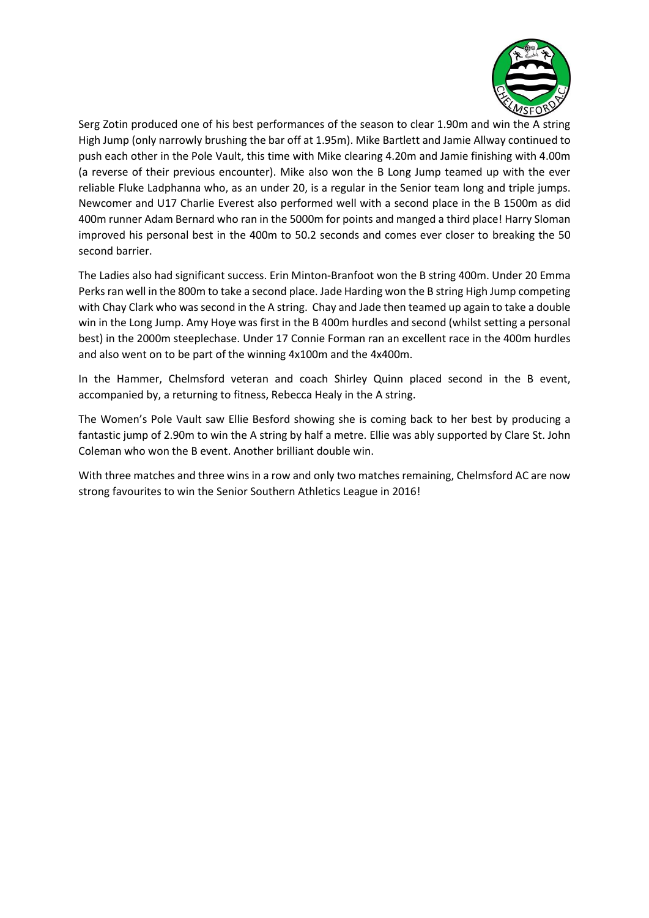Serg Zotin produced one of his best performances of the season to clear 1.90m and win the A string High Jump (only narrowly brushing the bar off at 1.95m). Mike Bartlett and Jamie Allway continued to push each other in the Pole Vault, this time with Mike clearing 4.20m and Jamie finishing with 4.00m (a reverse of their previous encounter). Mike also won the B Long Jump teamed up with the ever reliable Fluke Ladphanna who, as an under 20, is a regular in the Senior team long and triple jumps. Newcomer and U17 Charlie Everest also performed well with a second place in the B 1500m as did 400m runner Adam Bernard who ran in the 5000m for points and manged a third place! Harry Sloman improved his personal best in the 400m to 50.2 seconds and comes ever closer to breaking the 50 second barrier.

The Ladies also had significant success. Erin Minton-Branfoot won the B string 400m. Under 20 Emma Perks ran well in the 800m to take a second place. Jade Harding won the B string High Jump competing with Chay Clark who was second in the A string. Chay and Jade then teamed up again to take a double win in the Long Jump. Amy Hoye was first in the B 400m hurdles and second (whilst setting a personal best) in the 2000m steeplechase. Under 17 Connie Forman ran an excellent race in the 400m hurdles and also went on to be part of the winning 4x100m and the 4x400m.

In the Hammer, Chelmsford veteran and coach Shirley Quinn placed second in the B event, accompanied by, a returning to fitness, Rebecca Healy in the A string.

The Women's Pole Vault saw Ellie Besford showing she is coming back to her best by producing a fantastic jump of 2.90m to win the A string by half a metre. Ellie was ably supported by Clare St. John Coleman who won the B event. Another brilliant double win.

With three matches and three wins in a row and only two matches remaining, Chelmsford AC are now strong favourites to win the Senior Southern Athletics League in 2016!